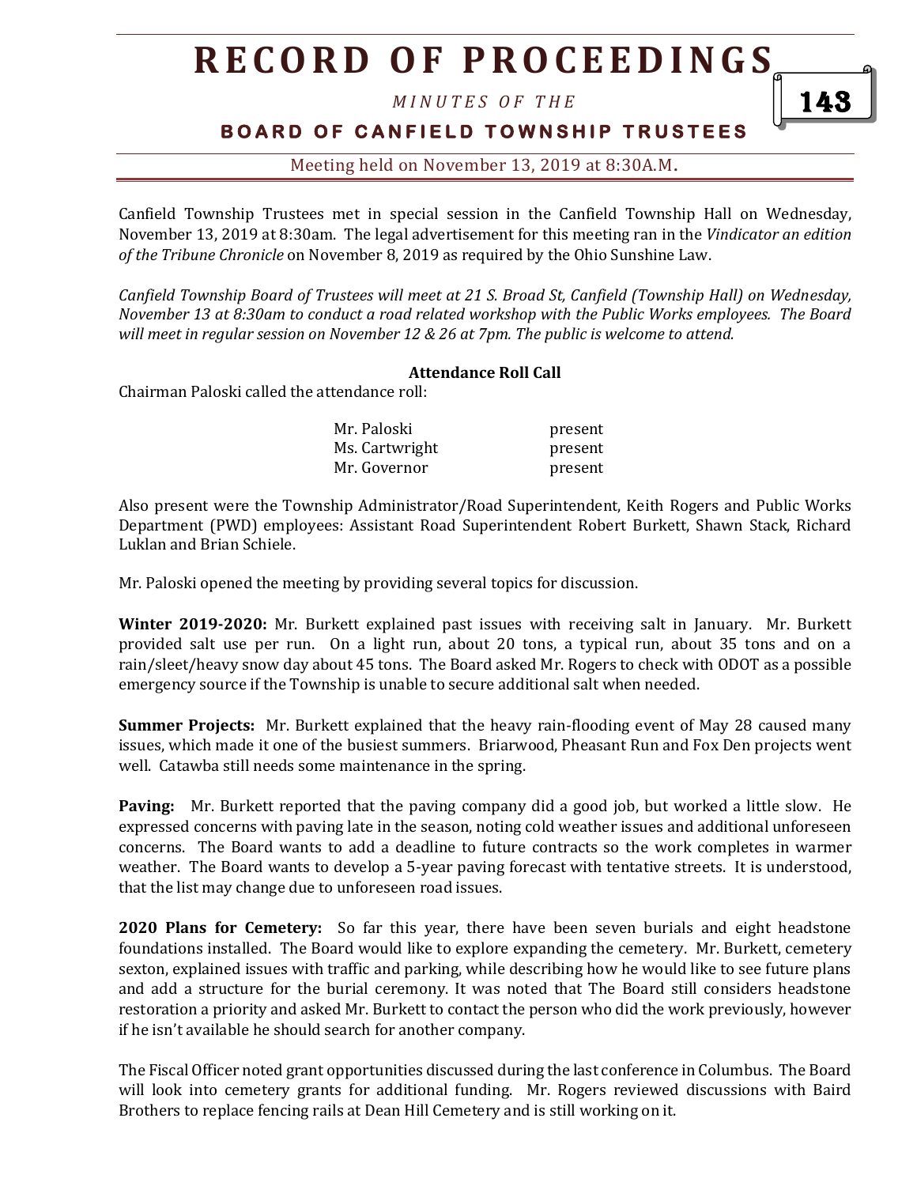# RECORD OF PROCEEDINGS

*MINUTES OF THE*

**BOARD OF CANFIELD TOWNSHIP TRUSTEES**

Meeting held on November 13, 2019 at 8:30A.M.

Canfield Township Trustees met in special session in the Canfield Township Hall on Wednesday, November 13, 2019 at 8:30am. The legal advertisement for this meeting ran in the *Vindicator an edition of the Tribune Chronicle* on November 8, 2019 as required by the Ohio Sunshine Law.

*Canfield Township Board of Trustees will meet at 21 S. Broad St, Canfield (Township Hall) on Wednesday, November 13 at 8:30am to conduct a road related workshop with the Public Works employees. The Board will meet in regular session on November 12 & 26 at 7pm. The public is welcome to attend.*

**Attendance Roll Call**

Chairman Paloski called the attendance roll:

| | |
|---|---|
| Mr. Paloski | present |
| Ms. Cartwright | present |
| Mr. Governor | present |

Also present were the Township Administrator/Road Superintendent, Keith Rogers and Public Works Department (PWD) employees: Assistant Road Superintendent Robert Burkett, Shawn Stack, Richard Luklan and Brian Schiele.

Mr. Paloski opened the meeting by providing several topics for discussion.

**Winter 2019-2020:** Mr. Burkett explained past issues with receiving salt in January. Mr. Burkett provided salt use per run. On a light run, about 20 tons, a typical run, about 35 tons and on a rain/sleet/heavy snow day about 45 tons. The Board asked Mr. Rogers to check with ODOT as a possible emergency source if the Township is unable to secure additional salt when needed.

**Summer Projects:** Mr. Burkett explained that the heavy rain-flooding event of May 28 caused many issues, which made it one of the busiest summers. Briarwood, Pheasant Run and Fox Den projects went well. Catawba still needs some maintenance in the spring.

**Paving:** Mr. Burkett reported that the paving company did a good job, but worked a little slow. He expressed concerns with paving late in the season, noting cold weather issues and additional unforeseen concerns. The Board wants to add a deadline to future contracts so the work completes in warmer weather. The Board wants to develop a 5-year paving forecast with tentative streets. It is understood, that the list may change due to unforeseen road issues.

**2020 Plans for Cemetery:** So far this year, there have been seven burials and eight headstone foundations installed. The Board would like to explore expanding the cemetery. Mr. Burkett, cemetery sexton, explained issues with traffic and parking, while describing how he would like to see future plans and add a structure for the burial ceremony. It was noted that The Board still considers headstone restoration a priority and asked Mr. Burkett to contact the person who did the work previously, however if he isn't available he should search for another company.

The Fiscal Officer noted grant opportunities discussed during the last conference in Columbus. The Board will look into cemetery grants for additional funding. Mr. Rogers reviewed discussions with Baird Brothers to replace fencing rails at Dean Hill Cemetery and is still working on it.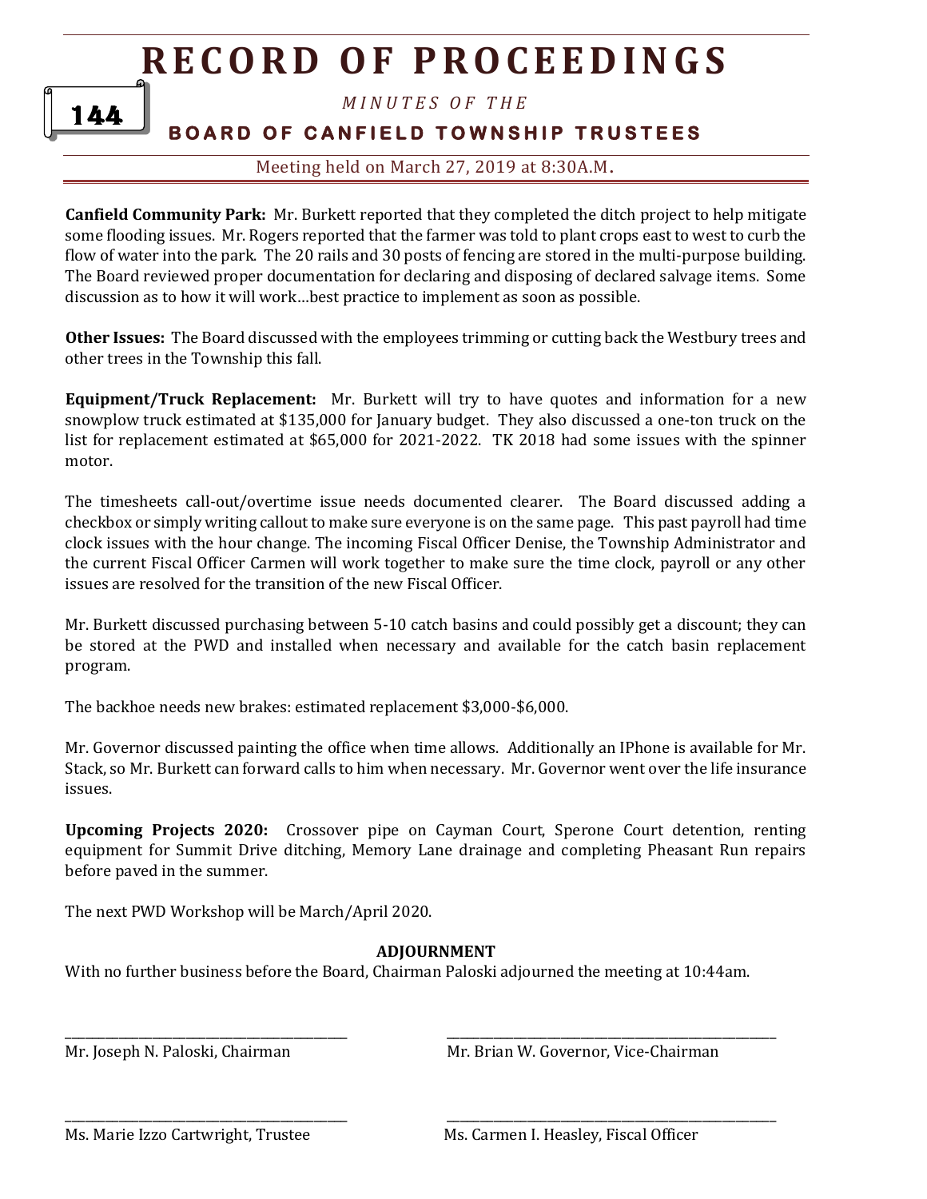**Canfield Community Park:** Mr. Burkett reported that they completed the ditch project to help mitigate some flooding issues. Mr. Rogers reported that the farmer was told to plant crops east to west to curb the flow of water into the park. The 20 rails and 30 posts of fencing are stored in the multi-purpose building. The Board reviewed proper documentation for declaring and disposing of declared salvage items. Some discussion as to how it will work…best practice to implement as soon as possible.

**Other Issues:** The Board discussed with the employees trimming or cutting back the Westbury trees and other trees in the Township this fall.

**Equipment/Truck Replacement:** Mr. Burkett will try to have quotes and information for a new snowplow truck estimated at $135,000 for January budget. They also discussed a one-ton truck on the list for replacement estimated at $65,000 for 2021-2022. TK 2018 had some issues with the spinner motor.

The timesheets call-out/overtime issue needs documented clearer. The Board discussed adding a checkbox or simply writing callout to make sure everyone is on the same page. This past payroll had time clock issues with the hour change. The incoming Fiscal Officer Denise, the Township Administrator and the current Fiscal Officer Carmen will work together to make sure the time clock, payroll or any other issues are resolved for the transition of the new Fiscal Officer.

Mr. Burkett discussed purchasing between 5-10 catch basins and could possibly get a discount; they can be stored at the PWD and installed when necessary and available for the catch basin replacement program.

The backhoe needs new brakes: estimated replacement $3,000-$6,000.

Mr. Governor discussed painting the office when time allows. Additionally an IPhone is available for Mr. Stack, so Mr. Burkett can forward calls to him when necessary. Mr. Governor went over the life insurance issues.

**Upcoming Projects 2020:** Crossover pipe on Cayman Court, Sperone Court detention, renting equipment for Summit Drive ditching, Memory Lane drainage and completing Pheasant Run repairs before paved in the summer.

The next PWD Workshop will be March/April 2020.

**ADJOURNMENT**

With no further business before the Board, Chairman Paloski adjourned the meeting at 10:44am.

\_\_\_\_\_\_\_\_\_\_\_\_\_\_\_\_\_\_\_\_\_\_\_\_\_\_\_\_\_\_\_\_\_\_\_\_\_\_\_\_
Mr. Joseph N. Paloski, Chairman

\_\_\_\_\_\_\_\_\_\_\_\_\_\_\_\_\_\_\_\_\_\_\_\_\_\_\_\_\_\_\_\_\_\_\_\_\_\_\_\_
Mr. Brian W. Governor, Vice-Chairman

\_\_\_\_\_\_\_\_\_\_\_\_\_\_\_\_\_\_\_\_\_\_\_\_\_\_\_\_\_\_\_\_\_\_\_\_\_\_\_\_
Ms. Marie Izzo Cartwright, Trustee

\_\_\_\_\_\_\_\_\_\_\_\_\_\_\_\_\_\_\_\_\_\_\_\_\_\_\_\_\_\_\_\_\_\_\_\_\_\_\_\_
Ms. Carmen I. Heasley, Fiscal Officer